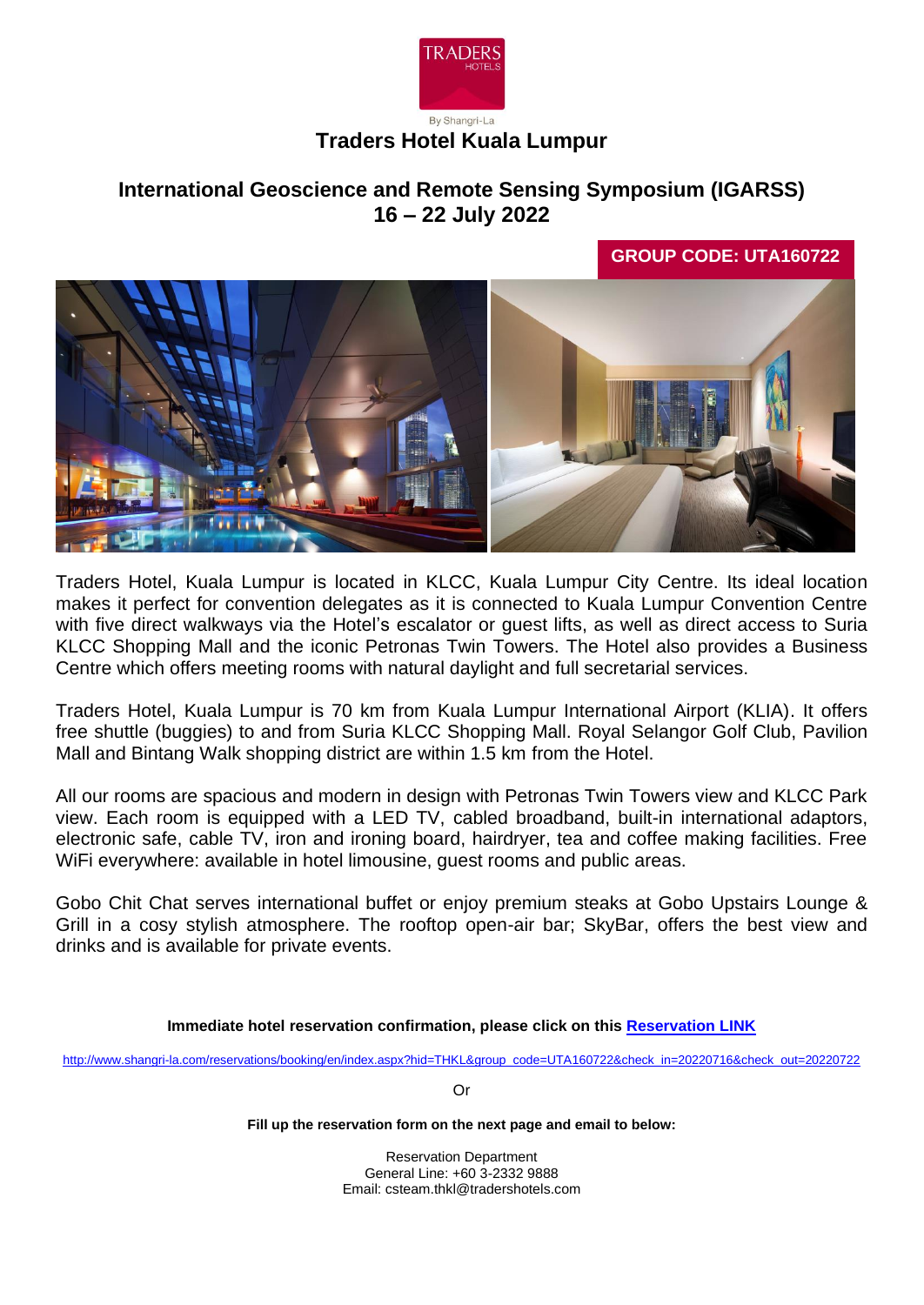TRADERS HOTELS

By Shangri-La

# Traders Hotel Kuala Lumpur

## International Geoscience and Remote Sensing Symposium (IGARSS)
## 16 – 22 July 2022

**GROUP CODE: UTA160722**

Traders Hotel, Kuala Lumpur is located in KLCC, Kuala Lumpur City Centre. Its ideal location makes it perfect for convention delegates as it is connected to Kuala Lumpur Convention Centre with five direct walkways via the Hotel's escalator or guest lifts, as well as direct access to Suria KLCC Shopping Mall and the iconic Petronas Twin Towers. The Hotel also provides a Business Centre which offers meeting rooms with natural daylight and full secretarial services.

Traders Hotel, Kuala Lumpur is 70 km from Kuala Lumpur International Airport (KLIA). It offers free shuttle (buggies) to and from Suria KLCC Shopping Mall. Royal Selangor Golf Club, Pavilion Mall and Bintang Walk shopping district are within 1.5 km from the Hotel.

All our rooms are spacious and modern in design with Petronas Twin Towers view and KLCC Park view. Each room is equipped with a LED TV, cabled broadband, built-in international adaptors, electronic safe, cable TV, iron and ironing board, hairdryer, tea and coffee making facilities. Free WiFi everywhere: available in hotel limousine, guest rooms and public areas.

Gobo Chit Chat serves international buffet or enjoy premium steaks at Gobo Upstairs Lounge & Grill in a cosy stylish atmosphere. The rooftop open-air bar; SkyBar, offers the best view and drinks and is available for private events.

**Immediate hotel reservation confirmation, please click on this [Reservation LINK](http://www.shangri-la.com/reservations/booking/en/index.aspx?hid=THKL&group_code=UTA160722&check_in=20220716&check_out=20220722)**

http://www.shangri-la.com/reservations/booking/en/index.aspx?hid=THKL&group_code=UTA160722&check_in=20220716&check_out=20220722

Or

**Fill up the reservation form on the next page and email to below:**

Reservation Department
General Line: +60 3-2332 9888
Email: csteam.thkl@tradershotels.com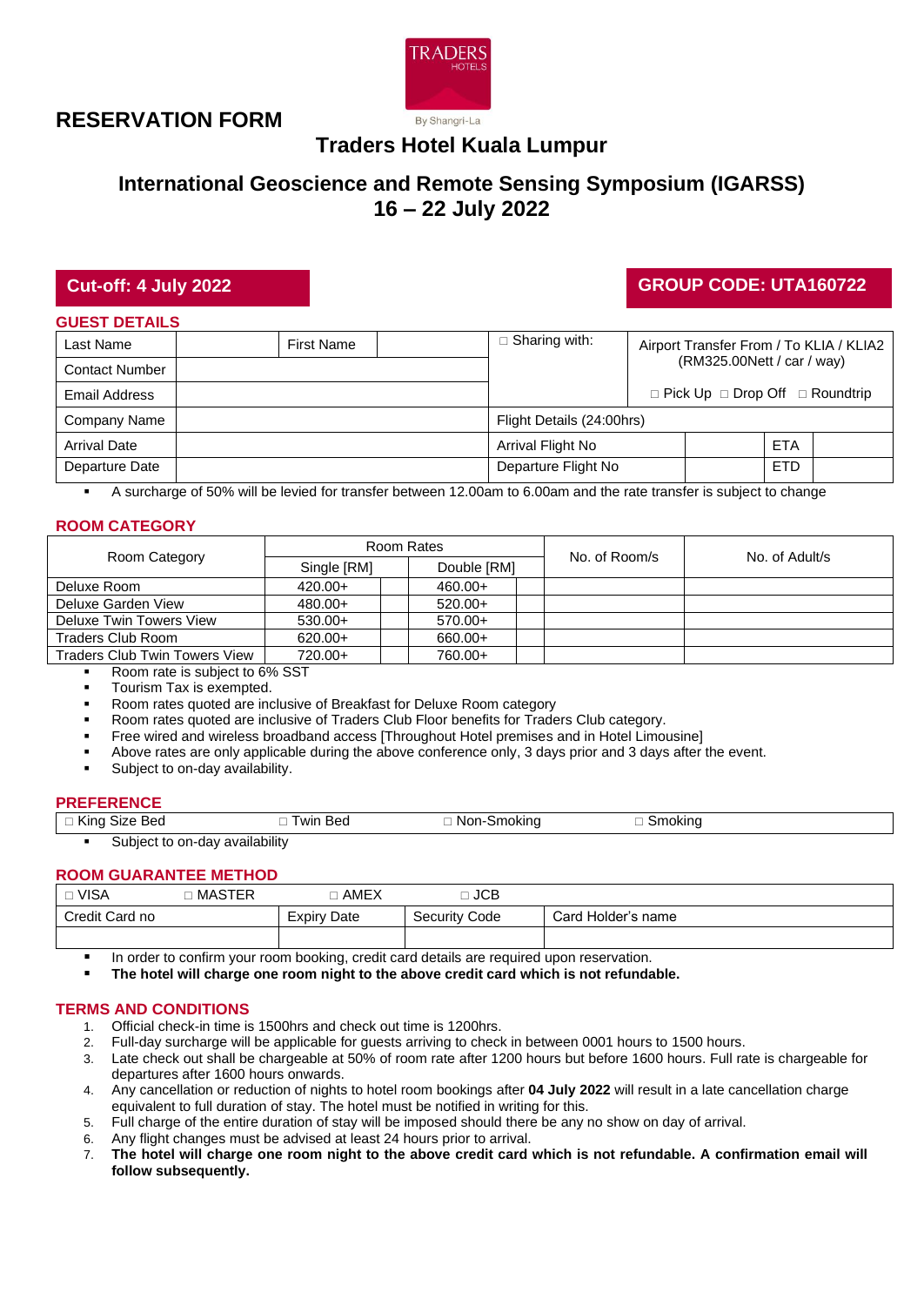# RESERVATION FORM

## Traders Hotel Kuala Lumpur

## International Geoscience and Remote Sensing Symposium (IGARSS)
## 16 – 22 July 2022

**Cut-off: 4 July 2022**

**GROUP CODE: UTA160722**

### GUEST DETAILS

| | | | | | | | |
|---|---|---|---|---|---|---|---|
| Last Name | | First Name | | □ Sharing with: | | Airport Transfer From / To KLIA / KLIA2 (RM325.00Nett / car / way)<br><br>□ Pick Up □ Drop Off □ Roundtrip | |
| Contact Number | | | | | | | |
| Email Address | | | | | | | |
| Company Name | | | | Flight Details (24:00hrs) | | | |
| Arrival Date | | | | Arrival Flight No | | ETA | |
| Departure Date | | | | Departure Flight No | | ETD | |

- A surcharge of 50% will be levied for transfer between 12.00am to 6.00am and the rate transfer is subject to change

### ROOM CATEGORY

| Room Category | Room Rates | | | | No. of Room/s | No. of Adult/s |
|---|---|---|---|---|---|---|
| | Single [RM] | | Double [RM] | | | |
| Deluxe Room | 420.00+ | | 460.00+ | | | |
| Deluxe Garden View | 480.00+ | | 520.00+ | | | |
| Deluxe Twin Towers View | 530.00+ | | 570.00+ | | | |
| Traders Club Room | 620.00+ | | 660.00+ | | | |
| Traders Club Twin Towers View | 720.00+ | | 760.00+ | | | |

- Room rate is subject to 6% SST
- Tourism Tax is exempted.
- Room rates quoted are inclusive of Breakfast for Deluxe Room category
- Room rates quoted are inclusive of Traders Club Floor benefits for Traders Club category.
- Free wired and wireless broadband access [Throughout Hotel premises and in Hotel Limousine]
- Above rates are only applicable during the above conference only, 3 days prior and 3 days after the event.
- Subject to on-day availability.

### PREFERENCE

| | | | |
|---|---|---|---|
| □ King Size Bed | □ Twin Bed | □ Non-Smoking | □ Smoking |

- Subject to on-day availability

### ROOM GUARANTEE METHOD

| | | | |
|---|---|---|---|
| □ VISA □ MASTER | □ AMEX | □ JCB | |
| Credit Card no | Expiry Date | Security Code | Card Holder's name |
| | | | |

- In order to confirm your room booking, credit card details are required upon reservation.
- **The hotel will charge one room night to the above credit card which is not refundable.**

### TERMS AND CONDITIONS

1. Official check-in time is 1500hrs and check out time is 1200hrs.
2. Full-day surcharge will be applicable for guests arriving to check in between 0001 hours to 1500 hours.
3. Late check out shall be chargeable at 50% of room rate after 1200 hours but before 1600 hours. Full rate is chargeable for departures after 1600 hours onwards.
4. Any cancellation or reduction of nights to hotel room bookings after **04 July 2022** will result in a late cancellation charge equivalent to full duration of stay. The hotel must be notified in writing for this.
5. Full charge of the entire duration of stay will be imposed should there be any no show on day of arrival.
6. Any flight changes must be advised at least 24 hours prior to arrival.
7. **The hotel will charge one room night to the above credit card which is not refundable. A confirmation email will follow subsequently.**